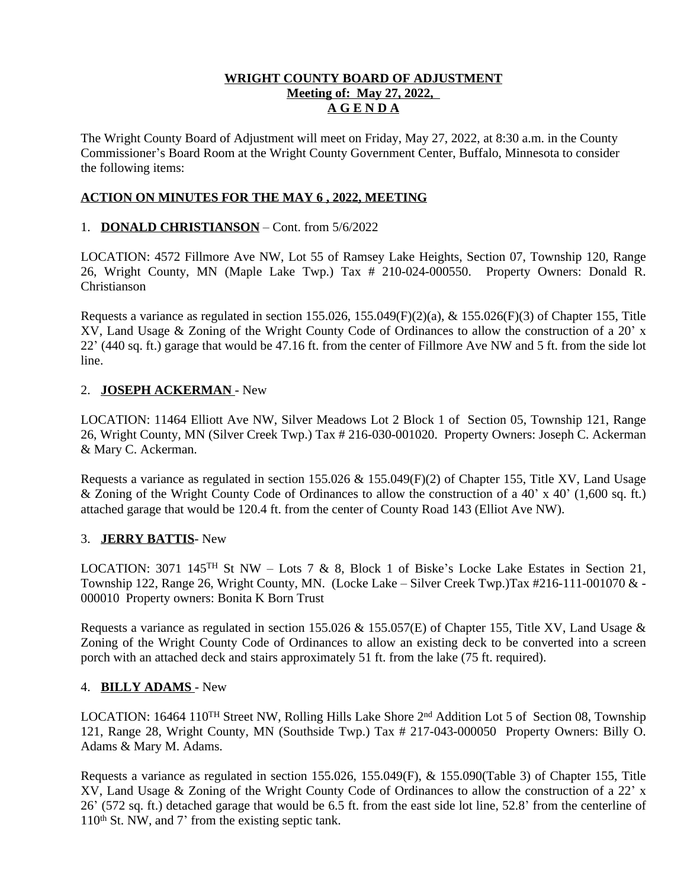# WRIGHT COUNTY BOARD OF ADJUSTMENT
## Meeting of: May 27, 2022,
## A G E N D A

The Wright County Board of Adjustment will meet on Friday, May 27, 2022, at 8:30 a.m. in the County Commissioner's Board Room at the Wright County Government Center, Buffalo, Minnesota to consider the following items:

**ACTION ON MINUTES FOR THE MAY 6 , 2022, MEETING**

1. **DONALD CHRISTIANSON** – Cont. from 5/6/2022

LOCATION: 4572 Fillmore Ave NW, Lot 55 of Ramsey Lake Heights, Section 07, Township 120, Range 26, Wright County, MN (Maple Lake Twp.) Tax # 210-024-000550. Property Owners: Donald R. Christianson

Requests a variance as regulated in section 155.026, 155.049(F)(2)(a), & 155.026(F)(3) of Chapter 155, Title XV, Land Usage & Zoning of the Wright County Code of Ordinances to allow the construction of a 20' x 22' (440 sq. ft.) garage that would be 47.16 ft. from the center of Fillmore Ave NW and 5 ft. from the side lot line.

2. **JOSEPH ACKERMAN** - New

LOCATION: 11464 Elliott Ave NW, Silver Meadows Lot 2 Block 1 of Section 05, Township 121, Range 26, Wright County, MN (Silver Creek Twp.) Tax # 216-030-001020. Property Owners: Joseph C. Ackerman & Mary C. Ackerman.

Requests a variance as regulated in section 155.026 & 155.049(F)(2) of Chapter 155, Title XV, Land Usage & Zoning of the Wright County Code of Ordinances to allow the construction of a 40' x 40' (1,600 sq. ft.) attached garage that would be 120.4 ft. from the center of County Road 143 (Elliot Ave NW).

3. **JERRY BATTIS**- New

LOCATION: 3071 145TH St NW – Lots 7 & 8, Block 1 of Biske's Locke Lake Estates in Section 21, Township 122, Range 26, Wright County, MN. (Locke Lake – Silver Creek Twp.)Tax #216-111-001070 & -000010 Property owners: Bonita K Born Trust

Requests a variance as regulated in section 155.026 & 155.057(E) of Chapter 155, Title XV, Land Usage & Zoning of the Wright County Code of Ordinances to allow an existing deck to be converted into a screen porch with an attached deck and stairs approximately 51 ft. from the lake (75 ft. required).

4. **BILLY ADAMS** - New

LOCATION: 16464 110TH Street NW, Rolling Hills Lake Shore 2nd Addition Lot 5 of Section 08, Township 121, Range 28, Wright County, MN (Southside Twp.) Tax # 217-043-000050 Property Owners: Billy O. Adams & Mary M. Adams.

Requests a variance as regulated in section 155.026, 155.049(F), & 155.090(Table 3) of Chapter 155, Title XV, Land Usage & Zoning of the Wright County Code of Ordinances to allow the construction of a 22' x 26' (572 sq. ft.) detached garage that would be 6.5 ft. from the east side lot line, 52.8' from the centerline of 110th St. NW, and 7' from the existing septic tank.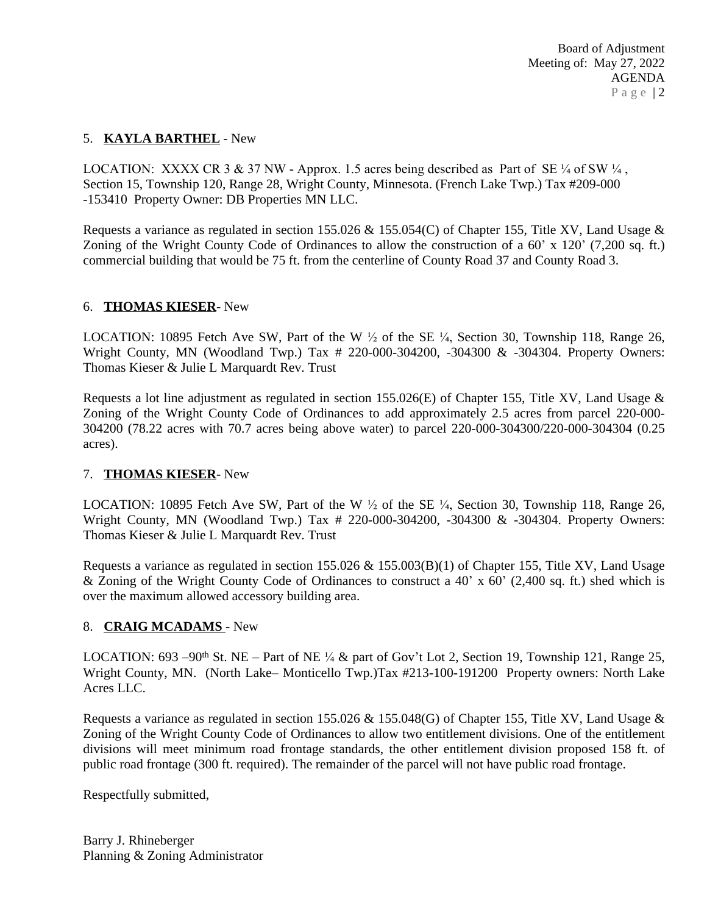5. **KAYLA BARTHEL** - New

LOCATION: XXXX CR 3 & 37 NW - Approx. 1.5 acres being described as Part of SE ¼ of SW ¼ , Section 15, Township 120, Range 28, Wright County, Minnesota. (French Lake Twp.) Tax #209-000 -153410 Property Owner: DB Properties MN LLC.

Requests a variance as regulated in section 155.026 & 155.054(C) of Chapter 155, Title XV, Land Usage & Zoning of the Wright County Code of Ordinances to allow the construction of a 60' x 120' (7,200 sq. ft.) commercial building that would be 75 ft. from the centerline of County Road 37 and County Road 3.

6. **THOMAS KIESER**- New

LOCATION: 10895 Fetch Ave SW, Part of the W ½ of the SE ¼, Section 30, Township 118, Range 26, Wright County, MN (Woodland Twp.) Tax # 220-000-304200, -304300 & -304304. Property Owners: Thomas Kieser & Julie L Marquardt Rev. Trust

Requests a lot line adjustment as regulated in section 155.026(E) of Chapter 155, Title XV, Land Usage & Zoning of the Wright County Code of Ordinances to add approximately 2.5 acres from parcel 220-000-304200 (78.22 acres with 70.7 acres being above water) to parcel 220-000-304300/220-000-304304 (0.25 acres).

7. **THOMAS KIESER**- New

LOCATION: 10895 Fetch Ave SW, Part of the W ½ of the SE ¼, Section 30, Township 118, Range 26, Wright County, MN (Woodland Twp.) Tax # 220-000-304200, -304300 & -304304. Property Owners: Thomas Kieser & Julie L Marquardt Rev. Trust

Requests a variance as regulated in section 155.026 & 155.003(B)(1) of Chapter 155, Title XV, Land Usage & Zoning of the Wright County Code of Ordinances to construct a 40' x 60' (2,400 sq. ft.) shed which is over the maximum allowed accessory building area.

8. **CRAIG MCADAMS** - New

LOCATION: 693 –90th St. NE – Part of NE ¼ & part of Gov't Lot 2, Section 19, Township 121, Range 25, Wright County, MN. (North Lake– Monticello Twp.)Tax #213-100-191200 Property owners: North Lake Acres LLC.

Requests a variance as regulated in section 155.026 & 155.048(G) of Chapter 155, Title XV, Land Usage & Zoning of the Wright County Code of Ordinances to allow two entitlement divisions. One of the entitlement divisions will meet minimum road frontage standards, the other entitlement division proposed 158 ft. of public road frontage (300 ft. required). The remainder of the parcel will not have public road frontage.

Respectfully submitted,

Barry J. Rhineberger
Planning & Zoning Administrator